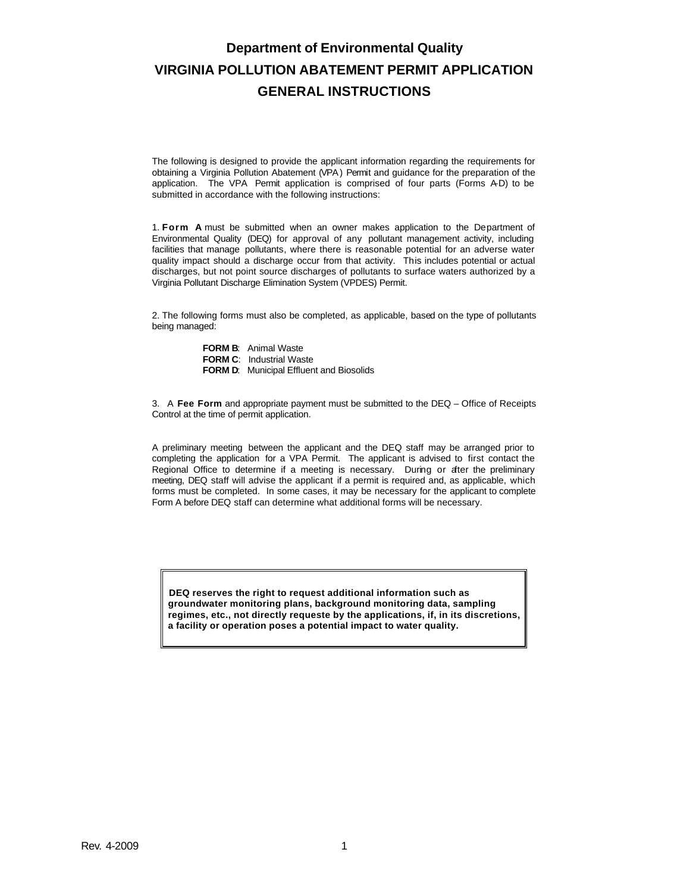# Department of Environmental Quality

# VIRGINIA POLLUTION ABATEMENT PERMIT APPLICATION

# GENERAL INSTRUCTIONS

The following is designed to provide the applicant information regarding the requirements for obtaining a Virginia Pollution Abatement (VPA) Permit and guidance for the preparation of the application. The VPA Permit application is comprised of four parts (Forms A-D) to be submitted in accordance with the following instructions:

1. **Form A** must be submitted when an owner makes application to the Department of Environmental Quality (DEQ) for approval of any pollutant management activity, including facilities that manage pollutants, where there is reasonable potential for an adverse water quality impact should a discharge occur from that activity. This includes potential or actual discharges, but not point source discharges of pollutants to surface waters authorized by a Virginia Pollutant Discharge Elimination System (VPDES) Permit.

2. The following forms must also be completed, as applicable, based on the type of pollutants being managed:

   **FORM B**: Animal Waste
   **FORM C**: Industrial Waste
   **FORM D**: Municipal Effluent and Biosolids

3. A **Fee Form** and appropriate payment must be submitted to the DEQ – Office of Receipts Control at the time of permit application.

A preliminary meeting between the applicant and the DEQ staff may be arranged prior to completing the application for a VPA Permit. The applicant is advised to first contact the Regional Office to determine if a meeting is necessary. During or after the preliminary meeting, DEQ staff will advise the applicant if a permit is required and, as applicable, which forms must be completed. In some cases, it may be necessary for the applicant to complete Form A before DEQ staff can determine what additional forms will be necessary.

**DEQ reserves the right to request additional information such as groundwater monitoring plans, background monitoring data, sampling regimes, etc., not directly requeste by the applications, if, in its discretions, a facility or operation poses a potential impact to water quality.**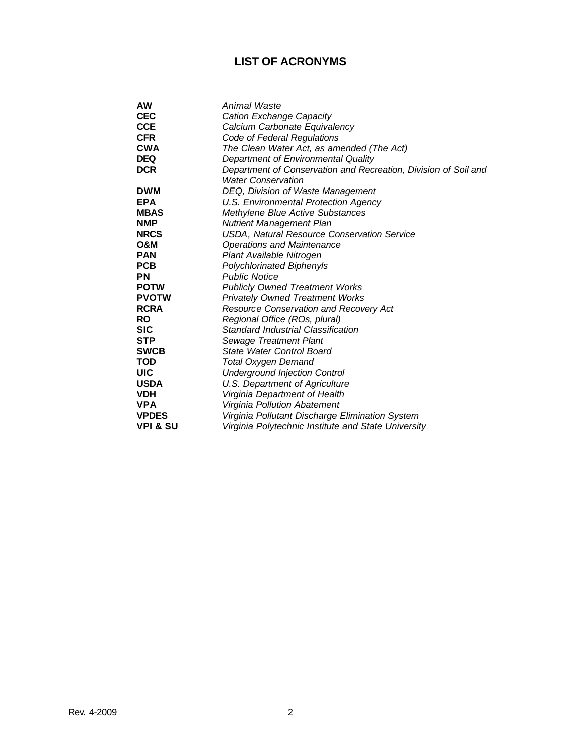# LIST OF ACRONYMS

| | |
|---|---|
| **AW** | *Animal Waste* |
| **CEC** | *Cation Exchange Capacity* |
| **CCE** | *Calcium Carbonate Equivalency* |
| **CFR** | *Code of Federal Regulations* |
| **CWA** | *The Clean Water Act, as amended (The Act)* |
| **DEQ** | *Department of Environmental Quality* |
| **DCR** | *Department of Conservation and Recreation, Division of Soil and Water Conservation* |
| **DWM** | *DEQ, Division of Waste Management* |
| **EPA** | *U.S. Environmental Protection Agency* |
| **MBAS** | *Methylene Blue Active Substances* |
| **NMP** | *Nutrient Management Plan* |
| **NRCS** | *USDA, Natural Resource Conservation Service* |
| **O&M** | *Operations and Maintenance* |
| **PAN** | *Plant Available Nitrogen* |
| **PCB** | *Polychlorinated Biphenyls* |
| **PN** | *Public Notice* |
| **POTW** | *Publicly Owned Treatment Works* |
| **PVOTW** | *Privately Owned Treatment Works* |
| **RCRA** | *Resource Conservation and Recovery Act* |
| **RO** | *Regional Office (ROs, plural)* |
| **SIC** | *Standard Industrial Classification* |
| **STP** | *Sewage Treatment Plant* |
| **SWCB** | *State Water Control Board* |
| **TOD** | *Total Oxygen Demand* |
| **UIC** | *Underground Injection Control* |
| **USDA** | *U.S. Department of Agriculture* |
| **VDH** | *Virginia Department of Health* |
| **VPA** | *Virginia Pollution Abatement* |
| **VPDES** | *Virginia Pollutant Discharge Elimination System* |
| **VPI & SU** | *Virginia Polytechnic Institute and State University* |

Rev. 4-2009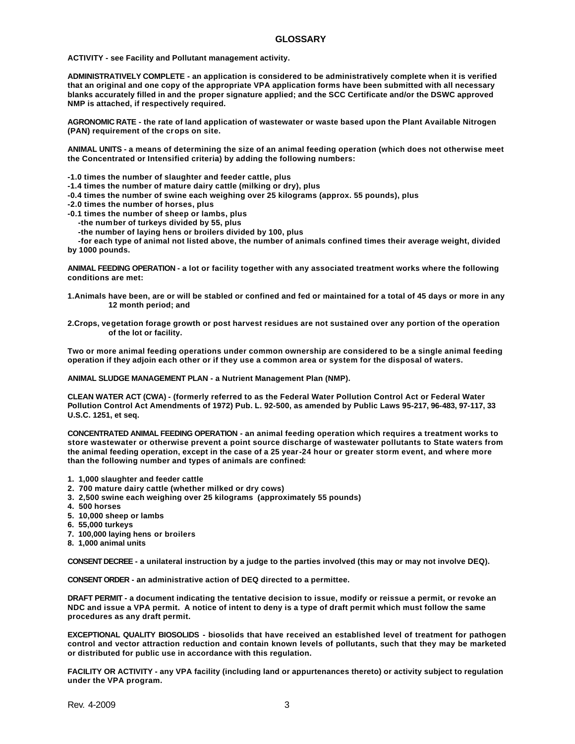## GLOSSARY

**ACTIVITY - see Facility and Pollutant management activity.**

**ADMINISTRATIVELY COMPLETE - an application is considered to be administratively complete when it is verified that an original and one copy of the appropriate VPA application forms have been submitted with all necessary blanks accurately filled in and the proper signature applied; and the SCC Certificate and/or the DSWC approved NMP is attached, if respectively required.**

**AGRONOMIC RATE - the rate of land application of wastewater or waste based upon the Plant Available Nitrogen (PAN) requirement of the crops on site.**

**ANIMAL UNITS - a means of determining the size of an animal feeding operation (which does not otherwise meet the Concentrated or Intensified criteria) by adding the following numbers:**

**-1.0 times the number of slaughter and feeder cattle, plus**
**-1.4 times the number of mature dairy cattle (milking or dry), plus**
**-0.4 times the number of swine each weighing over 25 kilograms (approx. 55 pounds), plus**
**-2.0 times the number of horses, plus**
**-0.1 times the number of sheep or lambs, plus**
**-the number of turkeys divided by 55, plus**
**-the number of laying hens or broilers divided by 100, plus**
**-for each type of animal not listed above, the number of animals confined times their average weight, divided by 1000 pounds.**

**ANIMAL FEEDING OPERATION - a lot or facility together with any associated treatment works where the following conditions are met:**

**1. Animals have been, are or will be stabled or confined and fed or maintained for a total of 45 days or more in any 12 month period; and**

**2. Crops, vegetation forage growth or post harvest residues are not sustained over any portion of the operation of the lot or facility.**

**Two or more animal feeding operations under common ownership are considered to be a single animal feeding operation if they adjoin each other or if they use a common area or system for the disposal of waters.**

**ANIMAL SLUDGE MANAGEMENT PLAN - a Nutrient Management Plan (NMP).**

**CLEAN WATER ACT (CWA) - (formerly referred to as the Federal Water Pollution Control Act or Federal Water Pollution Control Act Amendments of 1972) Pub. L. 92-500, as amended by Public Laws 95-217, 96-483, 97-117, 33 U.S.C. 1251, et seq.**

**CONCENTRATED ANIMAL FEEDING OPERATION - an animal feeding operation which requires a treatment works to store wastewater or otherwise prevent a point source discharge of wastewater pollutants to State waters from the animal feeding operation, except in the case of a 25 year-24 hour or greater storm event, and where more than the following number and types of animals are confined:**

1. **1,000 slaughter and feeder cattle**
2. **700 mature dairy cattle (whether milked or dry cows)**
3. **2,500 swine each weighing over 25 kilograms (approximately 55 pounds)**
4. **500 horses**
5. **10,000 sheep or lambs**
6. **55,000 turkeys**
7. **100,000 laying hens or broilers**
8. **1,000 animal units**

**CONSENT DECREE - a unilateral instruction by a judge to the parties involved (this may or may not involve DEQ).**

**CONSENT ORDER - an administrative action of DEQ directed to a permittee.**

**DRAFT PERMIT - a document indicating the tentative decision to issue, modify or reissue a permit, or revoke an NDC and issue a VPA permit. A notice of intent to deny is a type of draft permit which must follow the same procedures as any draft permit.**

**EXCEPTIONAL QUALITY BIOSOLIDS - biosolids that have received an established level of treatment for pathogen control and vector attraction reduction and contain known levels of pollutants, such that they may be marketed or distributed for public use in accordance with this regulation.**

**FACILITY OR ACTIVITY - any VPA facility (including land or appurtenances thereto) or activity subject to regulation under the VPA program.**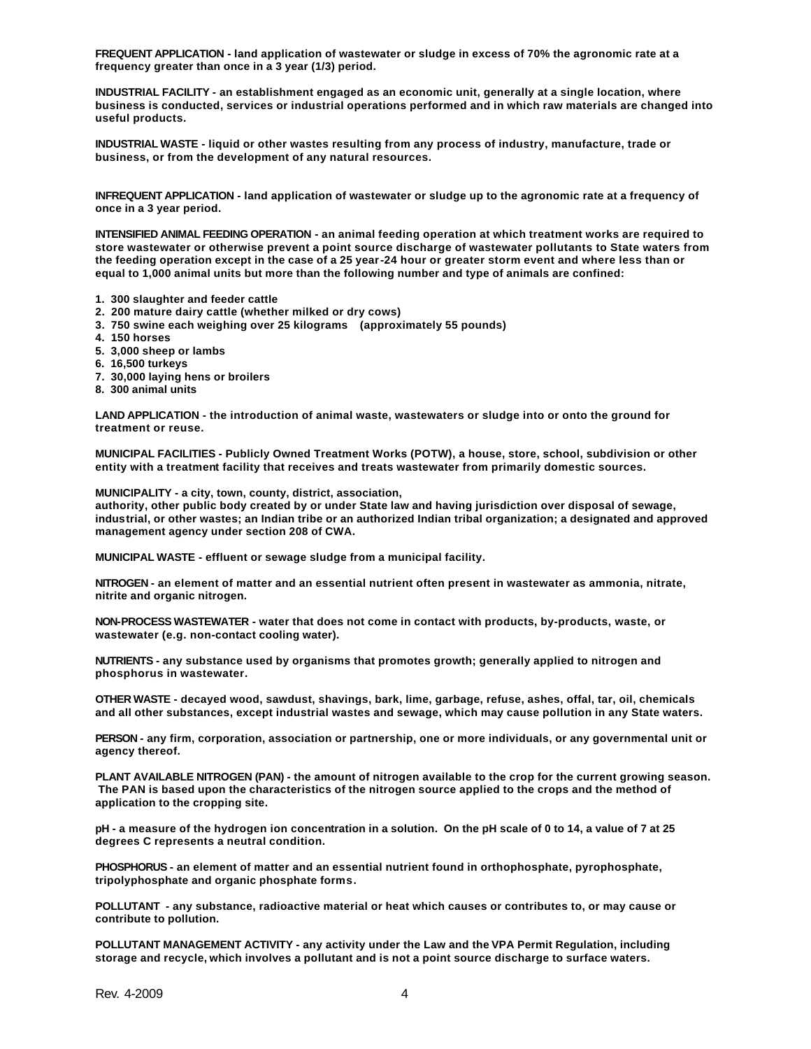**FREQUENT APPLICATION** - land application of wastewater or sludge in excess of 70% the agronomic rate at a frequency greater than once in a 3 year (1/3) period.

**INDUSTRIAL FACILITY** - an establishment engaged as an economic unit, generally at a single location, where business is conducted, services or industrial operations performed and in which raw materials are changed into useful products.

**INDUSTRIAL WASTE** - liquid or other wastes resulting from any process of industry, manufacture, trade or business, or from the development of any natural resources.

**INFREQUENT APPLICATION** - land application of wastewater or sludge up to the agronomic rate at a frequency of once in a 3 year period.

**INTENSIFIED ANIMAL FEEDING OPERATION** - an animal feeding operation at which treatment works are required to store wastewater or otherwise prevent a point source discharge of wastewater pollutants to State waters from the feeding operation except in the case of a 25 year-24 hour or greater storm event and where less than or equal to 1,000 animal units but more than the following number and type of animals are confined:

1. 300 slaughter and feeder cattle
2. 200 mature dairy cattle (whether milked or dry cows)
3. 750 swine each weighing over 25 kilograms (approximately 55 pounds)
4. 150 horses
5. 3,000 sheep or lambs
6. 16,500 turkeys
7. 30,000 laying hens or broilers
8. 300 animal units

**LAND APPLICATION** - the introduction of animal waste, wastewaters or sludge into or onto the ground for treatment or reuse.

**MUNICIPAL FACILITIES** - Publicly Owned Treatment Works (POTW), a house, store, school, subdivision or other entity with a treatment facility that receives and treats wastewater from primarily domestic sources.

**MUNICIPALITY** - a city, town, county, district, association, authority, other public body created by or under State law and having jurisdiction over disposal of sewage, industrial, or other wastes; an Indian tribe or an authorized Indian tribal organization; a designated and approved management agency under section 208 of CWA.

**MUNICIPAL WASTE** - effluent or sewage sludge from a municipal facility.

**NITROGEN** - an element of matter and an essential nutrient often present in wastewater as ammonia, nitrate, nitrite and organic nitrogen.

**NON-PROCESS WASTEWATER** - water that does not come in contact with products, by-products, waste, or wastewater (e.g. non-contact cooling water).

**NUTRIENTS** - any substance used by organisms that promotes growth; generally applied to nitrogen and phosphorus in wastewater.

**OTHER WASTE** - decayed wood, sawdust, shavings, bark, lime, garbage, refuse, ashes, offal, tar, oil, chemicals and all other substances, except industrial wastes and sewage, which may cause pollution in any State waters.

**PERSON** - any firm, corporation, association or partnership, one or more individuals, or any governmental unit or agency thereof.

**PLANT AVAILABLE NITROGEN (PAN)** - the amount of nitrogen available to the crop for the current growing season. The PAN is based upon the characteristics of the nitrogen source applied to the crops and the method of application to the cropping site.

**pH** - a measure of the hydrogen ion concentration in a solution. On the pH scale of 0 to 14, a value of 7 at 25 degrees C represents a neutral condition.

**PHOSPHORUS** - an element of matter and an essential nutrient found in orthophosphate, pyrophosphate, tripolyphosphate and organic phosphate forms.

**POLLUTANT** - any substance, radioactive material or heat which causes or contributes to, or may cause or contribute to pollution.

**POLLUTANT MANAGEMENT ACTIVITY** - any activity under the Law and the VPA Permit Regulation, including storage and recycle, which involves a pollutant and is not a point source discharge to surface waters.

Rev. 4-2009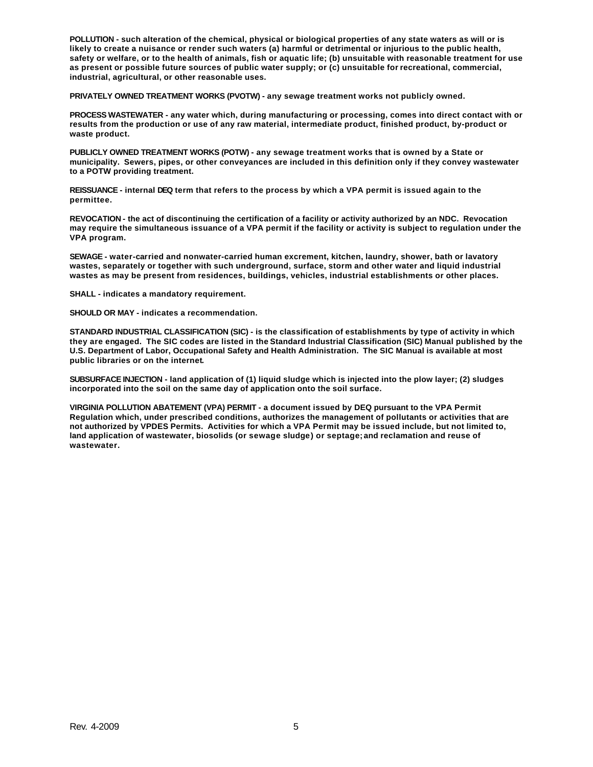**POLLUTION** - such alteration of the chemical, physical or biological properties of any state waters as will or is likely to create a nuisance or render such waters (a) harmful or detrimental or injurious to the public health, safety or welfare, or to the health of animals, fish or aquatic life; (b) unsuitable with reasonable treatment for use as present or possible future sources of public water supply; or (c) unsuitable for recreational, commercial, industrial, agricultural, or other reasonable uses.

**PRIVATELY OWNED TREATMENT WORKS (PVOTW)** - any sewage treatment works not publicly owned.

**PROCESS WASTEWATER** - any water which, during manufacturing or processing, comes into direct contact with or results from the production or use of any raw material, intermediate product, finished product, by-product or waste product.

**PUBLICLY OWNED TREATMENT WORKS (POTW)** - any sewage treatment works that is owned by a State or municipality. Sewers, pipes, or other conveyances are included in this definition only if they convey wastewater to a POTW providing treatment.

**REISSUANCE** - internal DEQ term that refers to the process by which a VPA permit is issued again to the permittee.

**REVOCATION** - the act of discontinuing the certification of a facility or activity authorized by an NDC. Revocation may require the simultaneous issuance of a VPA permit if the facility or activity is subject to regulation under the VPA program.

**SEWAGE** - water-carried and nonwater-carried human excrement, kitchen, laundry, shower, bath or lavatory wastes, separately or together with such underground, surface, storm and other water and liquid industrial wastes as may be present from residences, buildings, vehicles, industrial establishments or other places.

**SHALL** - indicates a mandatory requirement.

**SHOULD OR MAY** - indicates a recommendation.

**STANDARD INDUSTRIAL CLASSIFICATION (SIC)** - is the classification of establishments by type of activity in which they are engaged. The SIC codes are listed in the Standard Industrial Classification (SIC) Manual published by the U.S. Department of Labor, Occupational Safety and Health Administration. The SIC Manual is available at most public libraries or on the internet.

**SUBSURFACE INJECTION** - land application of (1) liquid sludge which is injected into the plow layer; (2) sludges incorporated into the soil on the same day of application onto the soil surface.

**VIRGINIA POLLUTION ABATEMENT (VPA) PERMIT** - a document issued by DEQ pursuant to the VPA Permit Regulation which, under prescribed conditions, authorizes the management of pollutants or activities that are not authorized by VPDES Permits. Activities for which a VPA Permit may be issued include, but not limited to, land application of wastewater, biosolids (or sewage sludge) or septage; and reclamation and reuse of wastewater.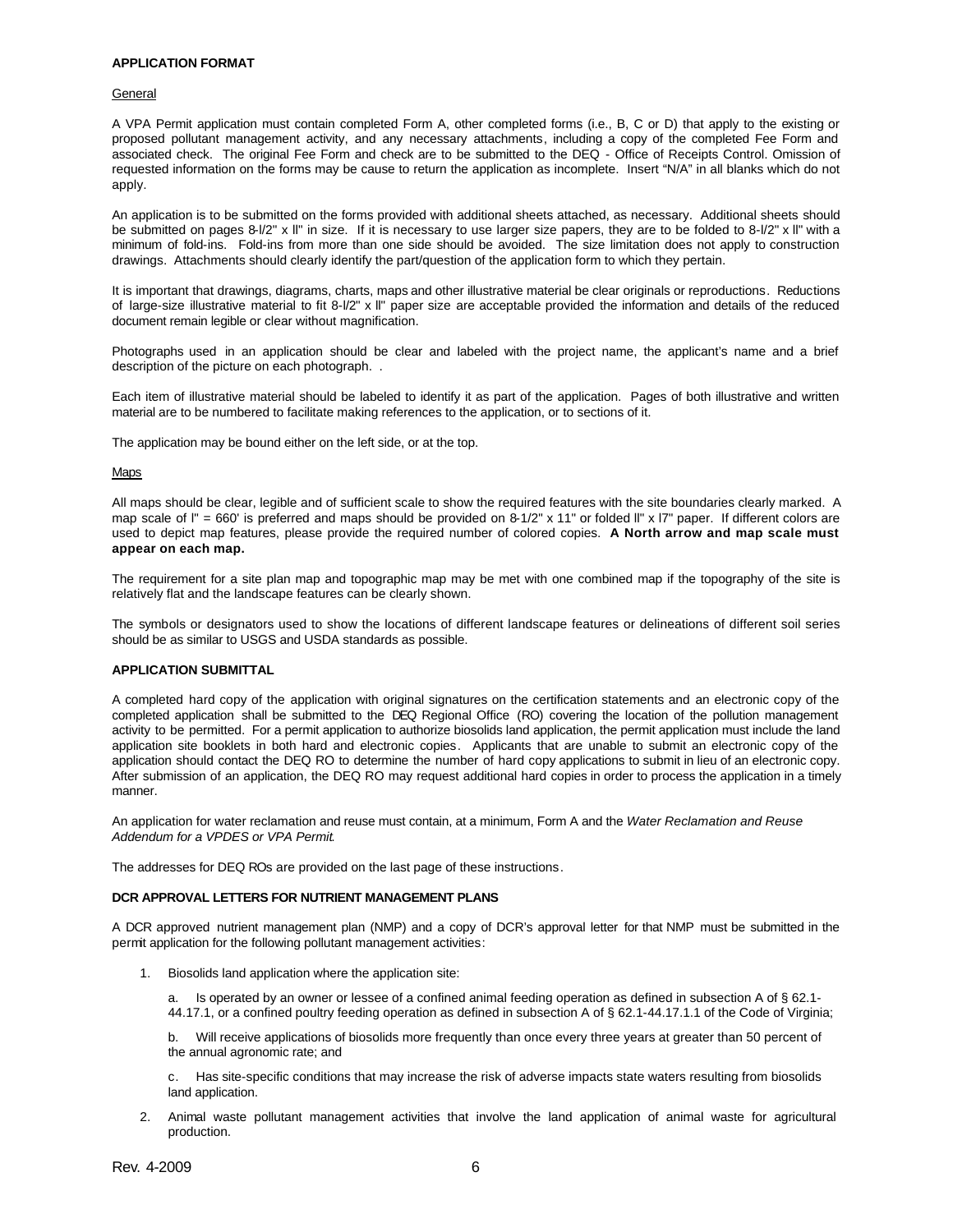**APPLICATION FORMAT**

General

A VPA Permit application must contain completed Form A, other completed forms (i.e., B, C or D) that apply to the existing or proposed pollutant management activity, and any necessary attachments, including a copy of the completed Fee Form and associated check. The original Fee Form and check are to be submitted to the DEQ - Office of Receipts Control. Omission of requested information on the forms may be cause to return the application as incomplete. Insert "N/A" in all blanks which do not apply.

An application is to be submitted on the forms provided with additional sheets attached, as necessary. Additional sheets should be submitted on pages 8-l/2" x ll" in size. If it is necessary to use larger size papers, they are to be folded to 8-l/2" x ll" with a minimum of fold-ins. Fold-ins from more than one side should be avoided. The size limitation does not apply to construction drawings. Attachments should clearly identify the part/question of the application form to which they pertain.

It is important that drawings, diagrams, charts, maps and other illustrative material be clear originals or reproductions. Reductions of large-size illustrative material to fit 8-l/2" x ll" paper size are acceptable provided the information and details of the reduced document remain legible or clear without magnification.

Photographs used in an application should be clear and labeled with the project name, the applicant's name and a brief description of the picture on each photograph. .

Each item of illustrative material should be labeled to identify it as part of the application. Pages of both illustrative and written material are to be numbered to facilitate making references to the application, or to sections of it.

The application may be bound either on the left side, or at the top.

Maps

All maps should be clear, legible and of sufficient scale to show the required features with the site boundaries clearly marked. A map scale of l" = 660' is preferred and maps should be provided on 8-1/2" x 11" or folded ll" x l7" paper. If different colors are used to depict map features, please provide the required number of colored copies. **A North arrow and map scale must appear on each map.**

The requirement for a site plan map and topographic map may be met with one combined map if the topography of the site is relatively flat and the landscape features can be clearly shown.

The symbols or designators used to show the locations of different landscape features or delineations of different soil series should be as similar to USGS and USDA standards as possible.

**APPLICATION SUBMITTAL**

A completed hard copy of the application with original signatures on the certification statements and an electronic copy of the completed application shall be submitted to the DEQ Regional Office (RO) covering the location of the pollution management activity to be permitted. For a permit application to authorize biosolids land application, the permit application must include the land application site booklets in both hard and electronic copies. Applicants that are unable to submit an electronic copy of the application should contact the DEQ RO to determine the number of hard copy applications to submit in lieu of an electronic copy. After submission of an application, the DEQ RO may request additional hard copies in order to process the application in a timely manner.

An application for water reclamation and reuse must contain, at a minimum, Form A and the *Water Reclamation and Reuse Addendum for a VPDES or VPA Permit*.

The addresses for DEQ ROs are provided on the last page of these instructions.

**DCR APPROVAL LETTERS FOR NUTRIENT MANAGEMENT PLANS**

A DCR approved nutrient management plan (NMP) and a copy of DCR's approval letter for that NMP must be submitted in the permit application for the following pollutant management activities:

1. Biosolids land application where the application site:

   a. Is operated by an owner or lessee of a confined animal feeding operation as defined in subsection A of § 62.1-44.17.1, or a confined poultry feeding operation as defined in subsection A of § 62.1-44.17.1.1 of the Code of Virginia;

   b. Will receive applications of biosolids more frequently than once every three years at greater than 50 percent of the annual agronomic rate; and

   c. Has site-specific conditions that may increase the risk of adverse impacts state waters resulting from biosolids land application.

2. Animal waste pollutant management activities that involve the land application of animal waste for agricultural production.

Rev. 4-2009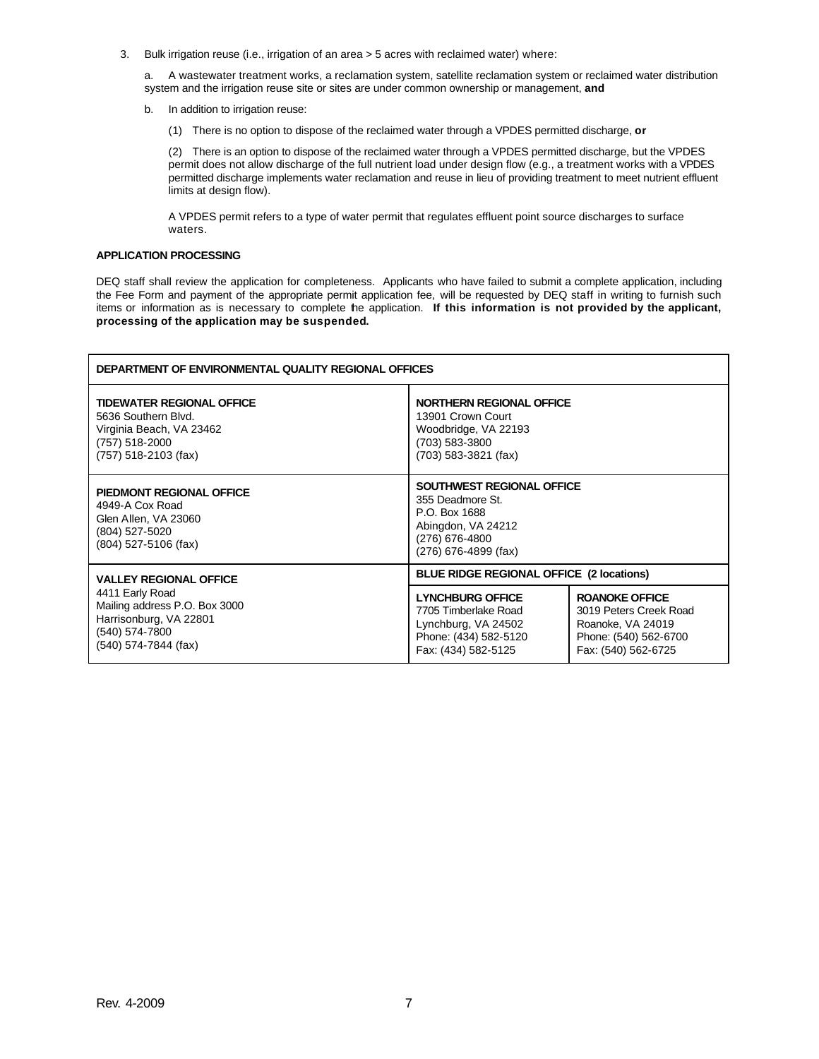3. Bulk irrigation reuse (i.e., irrigation of an area > 5 acres with reclaimed water) where:

   a. A wastewater treatment works, a reclamation system, satellite reclamation system or reclaimed water distribution system and the irrigation reuse site or sites are under common ownership or management, **and**

   b. In addition to irrigation reuse:

      (1) There is no option to dispose of the reclaimed water through a VPDES permitted discharge, **or**

      (2) There is an option to dispose of the reclaimed water through a VPDES permitted discharge, but the VPDES permit does not allow discharge of the full nutrient load under design flow (e.g., a treatment works with a VPDES permitted discharge implements water reclamation and reuse in lieu of providing treatment to meet nutrient effluent limits at design flow).

      A VPDES permit refers to a type of water permit that regulates effluent point source discharges to surface waters.

**APPLICATION PROCESSING**

DEQ staff shall review the application for completeness. Applicants who have failed to submit a complete application, including the Fee Form and payment of the appropriate permit application fee, will be requested by DEQ staff in writing to furnish such items or information as is necessary to complete the application. **If this information is not provided by the applicant, processing of the application may be suspended.**

| DEPARTMENT OF ENVIRONMENTAL QUALITY REGIONAL OFFICES | | |
|---|---|---|
| **TIDEWATER REGIONAL OFFICE**<br>5636 Southern Blvd.<br>Virginia Beach, VA 23462<br>(757) 518-2000<br>(757) 518-2103 (fax) | **NORTHERN REGIONAL OFFICE**<br>13901 Crown Court<br>Woodbridge, VA 22193<br>(703) 583-3800<br>(703) 583-3821 (fax) | |
| **PIEDMONT REGIONAL OFFICE**<br>4949-A Cox Road<br>Glen Allen, VA 23060<br>(804) 527-5020<br>(804) 527-5106 (fax) | **SOUTHWEST REGIONAL OFFICE**<br>355 Deadmore St.<br>P.O. Box 1688<br>Abingdon, VA 24212<br>(276) 676-4800<br>(276) 676-4899 (fax) | |
| **VALLEY REGIONAL OFFICE**<br>4411 Early Road<br>Mailing address P.O. Box 3000<br>Harrisonburg, VA 22801<br>(540) 574-7800<br>(540) 574-7844 (fax) | **BLUE RIDGE REGIONAL OFFICE (2 locations)** | |
| | **LYNCHBURG OFFICE**<br>7705 Timberlake Road<br>Lynchburg, VA 24502<br>Phone: (434) 582-5120<br>Fax: (434) 582-5125 | **ROANOKE OFFICE**<br>3019 Peters Creek Road<br>Roanoke, VA 24019<br>Phone: (540) 562-6700<br>Fax: (540) 562-6725 |

Rev. 4-2009